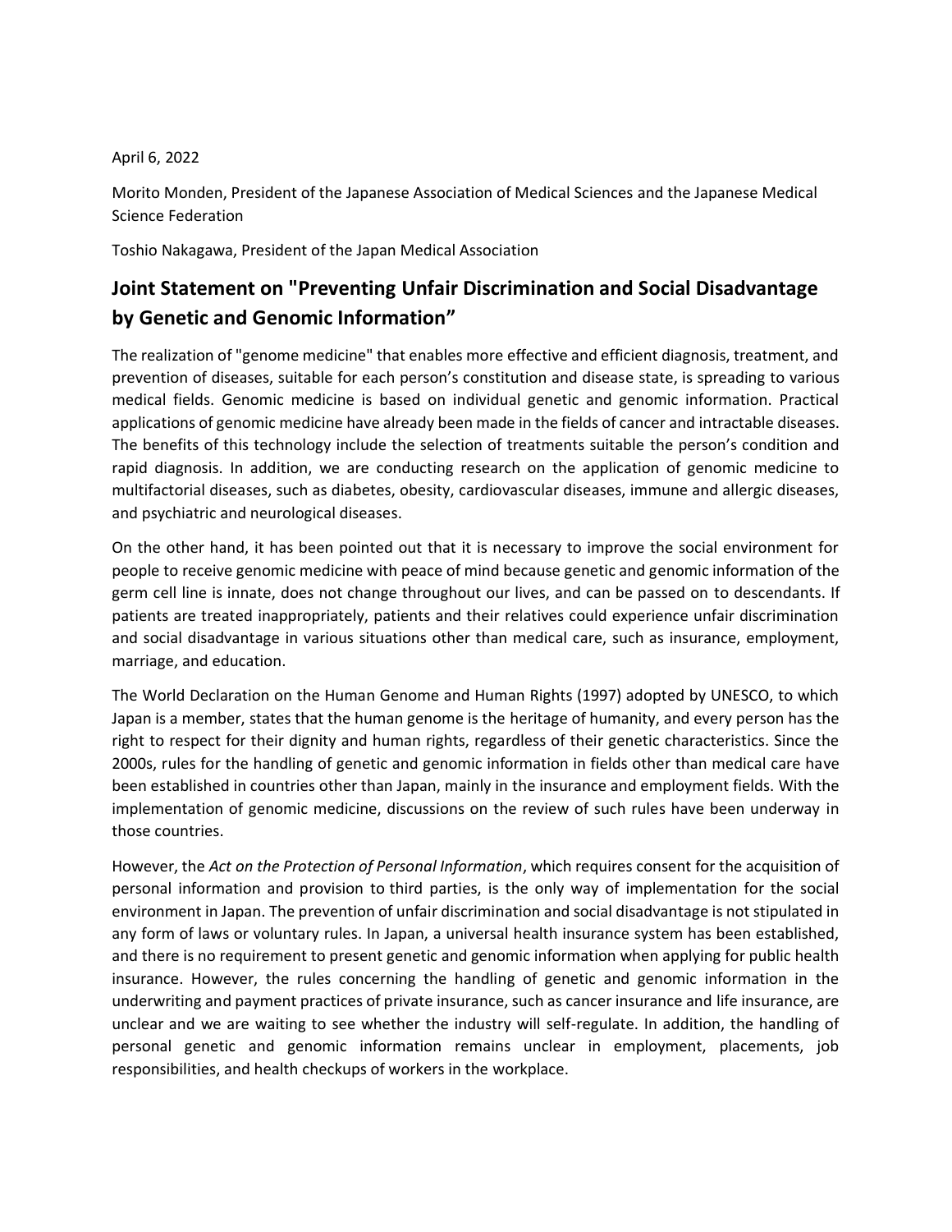April 6, 2022

Morito Monden, President of the Japanese Association of Medical Sciences and the Japanese Medical Science Federation

Toshio Nakagawa, President of the Japan Medical Association

## Joint Statement on "Preventing Unfair Discrimination and Social Disadvantage by Genetic and Genomic Information”

The realization of "genome medicine" that enables more effective and efficient diagnosis, treatment, and prevention of diseases, suitable for each person’s constitution and disease state, is spreading to various medical fields. Genomic medicine is based on individual genetic and genomic information. Practical applications of genomic medicine have already been made in the fields of cancer and intractable diseases. The benefits of this technology include the selection of treatments suitable the person’s condition and rapid diagnosis. In addition, we are conducting research on the application of genomic medicine to multifactorial diseases, such as diabetes, obesity, cardiovascular diseases, immune and allergic diseases, and psychiatric and neurological diseases.

On the other hand, it has been pointed out that it is necessary to improve the social environment for people to receive genomic medicine with peace of mind because genetic and genomic information of the germ cell line is innate, does not change throughout our lives, and can be passed on to descendants. If patients are treated inappropriately, patients and their relatives could experience unfair discrimination and social disadvantage in various situations other than medical care, such as insurance, employment, marriage, and education.

The World Declaration on the Human Genome and Human Rights (1997) adopted by UNESCO, to which Japan is a member, states that the human genome is the heritage of humanity, and every person has the right to respect for their dignity and human rights, regardless of their genetic characteristics. Since the 2000s, rules for the handling of genetic and genomic information in fields other than medical care have been established in countries other than Japan, mainly in the insurance and employment fields. With the implementation of genomic medicine, discussions on the review of such rules have been underway in those countries.

However, the *Act on the Protection of Personal Information*, which requires consent for the acquisition of personal information and provision to third parties, is the only way of implementation for the social environment in Japan. The prevention of unfair discrimination and social disadvantage is not stipulated in any form of laws or voluntary rules. In Japan, a universal health insurance system has been established, and there is no requirement to present genetic and genomic information when applying for public health insurance. However, the rules concerning the handling of genetic and genomic information in the underwriting and payment practices of private insurance, such as cancer insurance and life insurance, are unclear and we are waiting to see whether the industry will self-regulate. In addition, the handling of personal genetic and genomic information remains unclear in employment, placements, job responsibilities, and health checkups of workers in the workplace.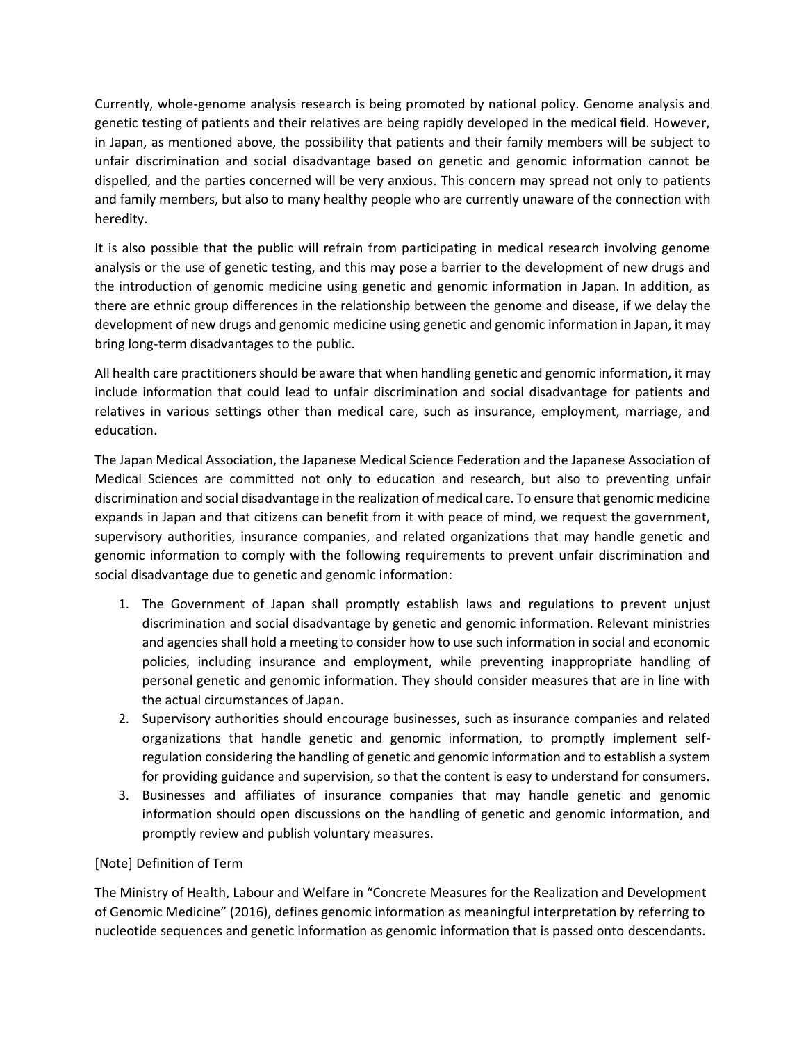Currently, whole-genome analysis research is being promoted by national policy. Genome analysis and genetic testing of patients and their relatives are being rapidly developed in the medical field. However, in Japan, as mentioned above, the possibility that patients and their family members will be subject to unfair discrimination and social disadvantage based on genetic and genomic information cannot be dispelled, and the parties concerned will be very anxious. This concern may spread not only to patients and family members, but also to many healthy people who are currently unaware of the connection with heredity.

It is also possible that the public will refrain from participating in medical research involving genome analysis or the use of genetic testing, and this may pose a barrier to the development of new drugs and the introduction of genomic medicine using genetic and genomic information in Japan. In addition, as there are ethnic group differences in the relationship between the genome and disease, if we delay the development of new drugs and genomic medicine using genetic and genomic information in Japan, it may bring long-term disadvantages to the public.

All health care practitioners should be aware that when handling genetic and genomic information, it may include information that could lead to unfair discrimination and social disadvantage for patients and relatives in various settings other than medical care, such as insurance, employment, marriage, and education.

The Japan Medical Association, the Japanese Medical Science Federation and the Japanese Association of Medical Sciences are committed not only to education and research, but also to preventing unfair discrimination and social disadvantage in the realization of medical care. To ensure that genomic medicine expands in Japan and that citizens can benefit from it with peace of mind, we request the government, supervisory authorities, insurance companies, and related organizations that may handle genetic and genomic information to comply with the following requirements to prevent unfair discrimination and social disadvantage due to genetic and genomic information:

1. The Government of Japan shall promptly establish laws and regulations to prevent unjust discrimination and social disadvantage by genetic and genomic information. Relevant ministries and agencies shall hold a meeting to consider how to use such information in social and economic policies, including insurance and employment, while preventing inappropriate handling of personal genetic and genomic information. They should consider measures that are in line with the actual circumstances of Japan.
2. Supervisory authorities should encourage businesses, such as insurance companies and related organizations that handle genetic and genomic information, to promptly implement self-regulation considering the handling of genetic and genomic information and to establish a system for providing guidance and supervision, so that the content is easy to understand for consumers.
3. Businesses and affiliates of insurance companies that may handle genetic and genomic information should open discussions on the handling of genetic and genomic information, and promptly review and publish voluntary measures.

[Note] Definition of Term

The Ministry of Health, Labour and Welfare in "Concrete Measures for the Realization and Development of Genomic Medicine" (2016), defines genomic information as meaningful interpretation by referring to nucleotide sequences and genetic information as genomic information that is passed onto descendants.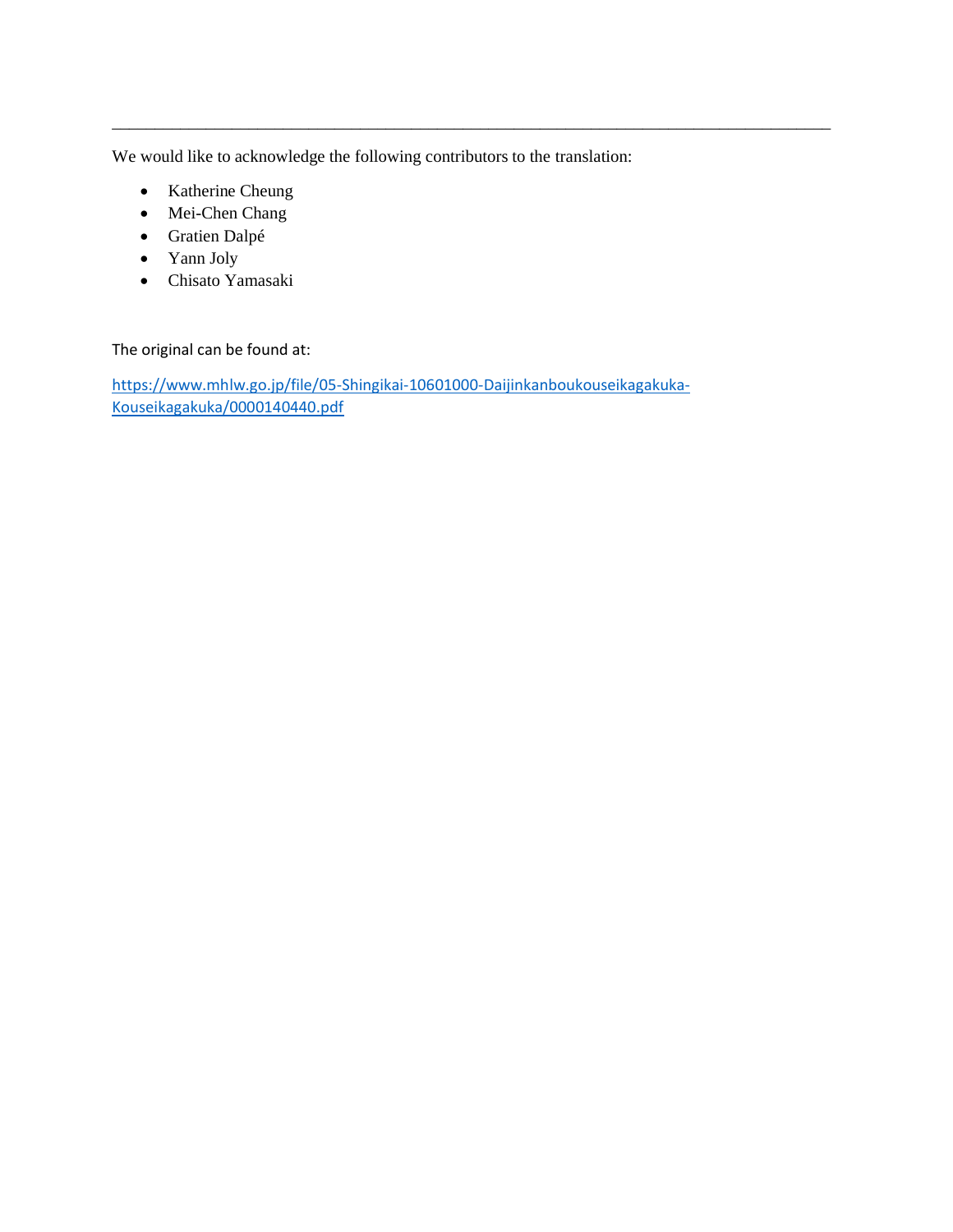---

We would like to acknowledge the following contributors to the translation:

- Katherine Cheung
- Mei-Chen Chang
- Gratien Dalpé
- Yann Joly
- Chisato Yamasaki

The original can be found at:

https://www.mhlw.go.jp/file/05-Shingikai-10601000-Daijinkanboukouseikagakuka-Kouseikagakuka/0000140440.pdf